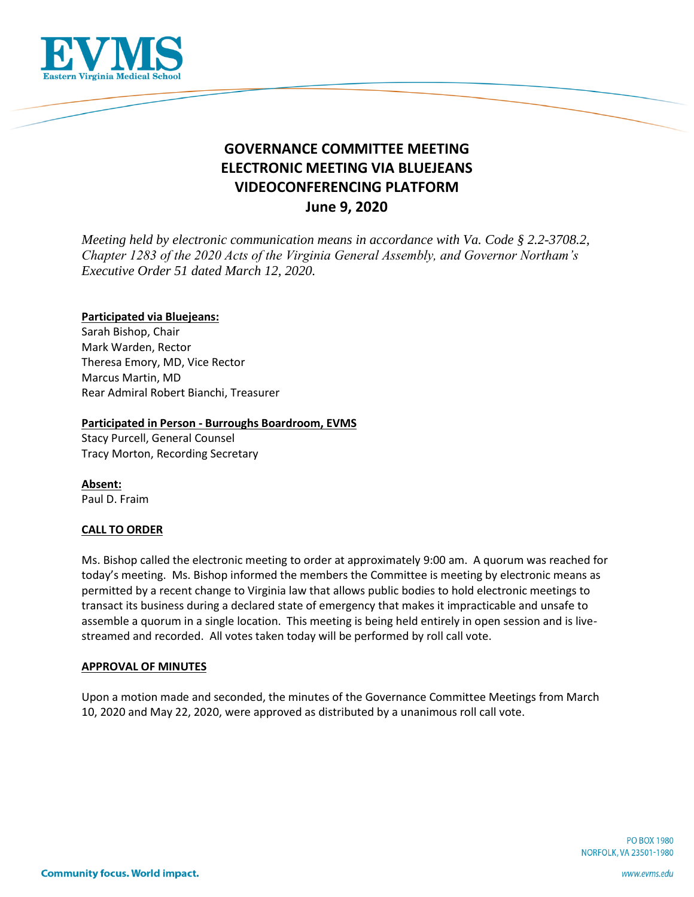# GOVERNANCE COMMITTEE MEETING
# ELECTRONIC MEETING VIA BLUEJEANS VIDEOCONFERENCING PLATFORM
# June 9, 2020

*Meeting held by electronic communication means in accordance with Va. Code § 2.2-3708.2, Chapter 1283 of the 2020 Acts of the Virginia General Assembly, and Governor Northam's Executive Order 51 dated March 12, 2020.*

**Participated via Bluejeans:**

Sarah Bishop, Chair
Mark Warden, Rector
Theresa Emory, MD, Vice Rector
Marcus Martin, MD
Rear Admiral Robert Bianchi, Treasurer

**Participated in Person - Burroughs Boardroom, EVMS**

Stacy Purcell, General Counsel
Tracy Morton, Recording Secretary

**Absent:**

Paul D. Fraim

**CALL TO ORDER**

Ms. Bishop called the electronic meeting to order at approximately 9:00 am. A quorum was reached for today's meeting. Ms. Bishop informed the members the Committee is meeting by electronic means as permitted by a recent change to Virginia law that allows public bodies to hold electronic meetings to transact its business during a declared state of emergency that makes it impracticable and unsafe to assemble a quorum in a single location. This meeting is being held entirely in open session and is live-streamed and recorded. All votes taken today will be performed by roll call vote.

**APPROVAL OF MINUTES**

Upon a motion made and seconded, the minutes of the Governance Committee Meetings from March 10, 2020 and May 22, 2020, were approved as distributed by a unanimous roll call vote.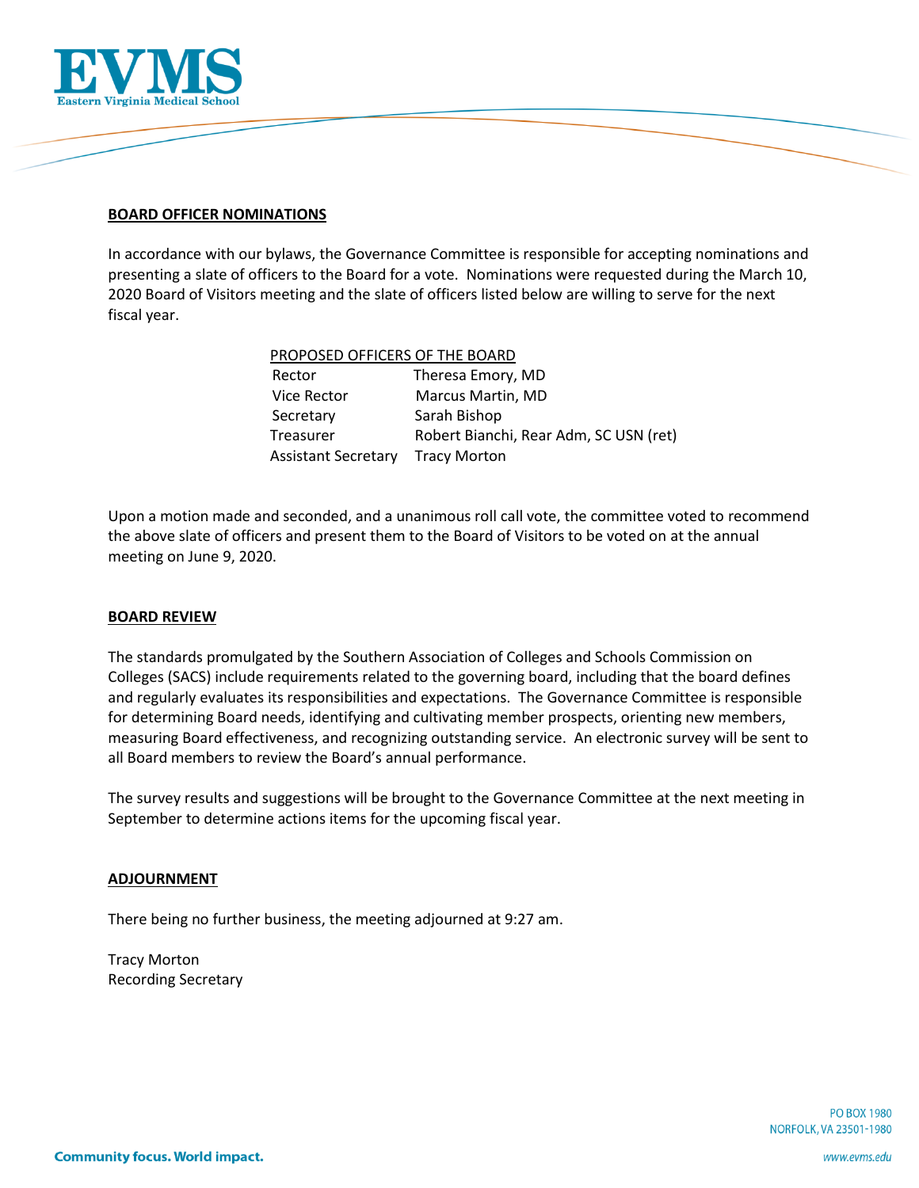## BOARD OFFICER NOMINATIONS

In accordance with our bylaws, the Governance Committee is responsible for accepting nominations and presenting a slate of officers to the Board for a vote. Nominations were requested during the March 10, 2020 Board of Visitors meeting and the slate of officers listed below are willing to serve for the next fiscal year.

PROPOSED OFFICERS OF THE BOARD

| | |
|---|---|
| Rector | Theresa Emory, MD |
| Vice Rector | Marcus Martin, MD |
| Secretary | Sarah Bishop |
| Treasurer | Robert Bianchi, Rear Adm, SC USN (ret) |
| Assistant Secretary | Tracy Morton |

Upon a motion made and seconded, and a unanimous roll call vote, the committee voted to recommend the above slate of officers and present them to the Board of Visitors to be voted on at the annual meeting on June 9, 2020.

## BOARD REVIEW

The standards promulgated by the Southern Association of Colleges and Schools Commission on Colleges (SACS) include requirements related to the governing board, including that the board defines and regularly evaluates its responsibilities and expectations. The Governance Committee is responsible for determining Board needs, identifying and cultivating member prospects, orienting new members, measuring Board effectiveness, and recognizing outstanding service. An electronic survey will be sent to all Board members to review the Board's annual performance.

The survey results and suggestions will be brought to the Governance Committee at the next meeting in September to determine actions items for the upcoming fiscal year.

## ADJOURNMENT

There being no further business, the meeting adjourned at 9:27 am.

Tracy Morton
Recording Secretary